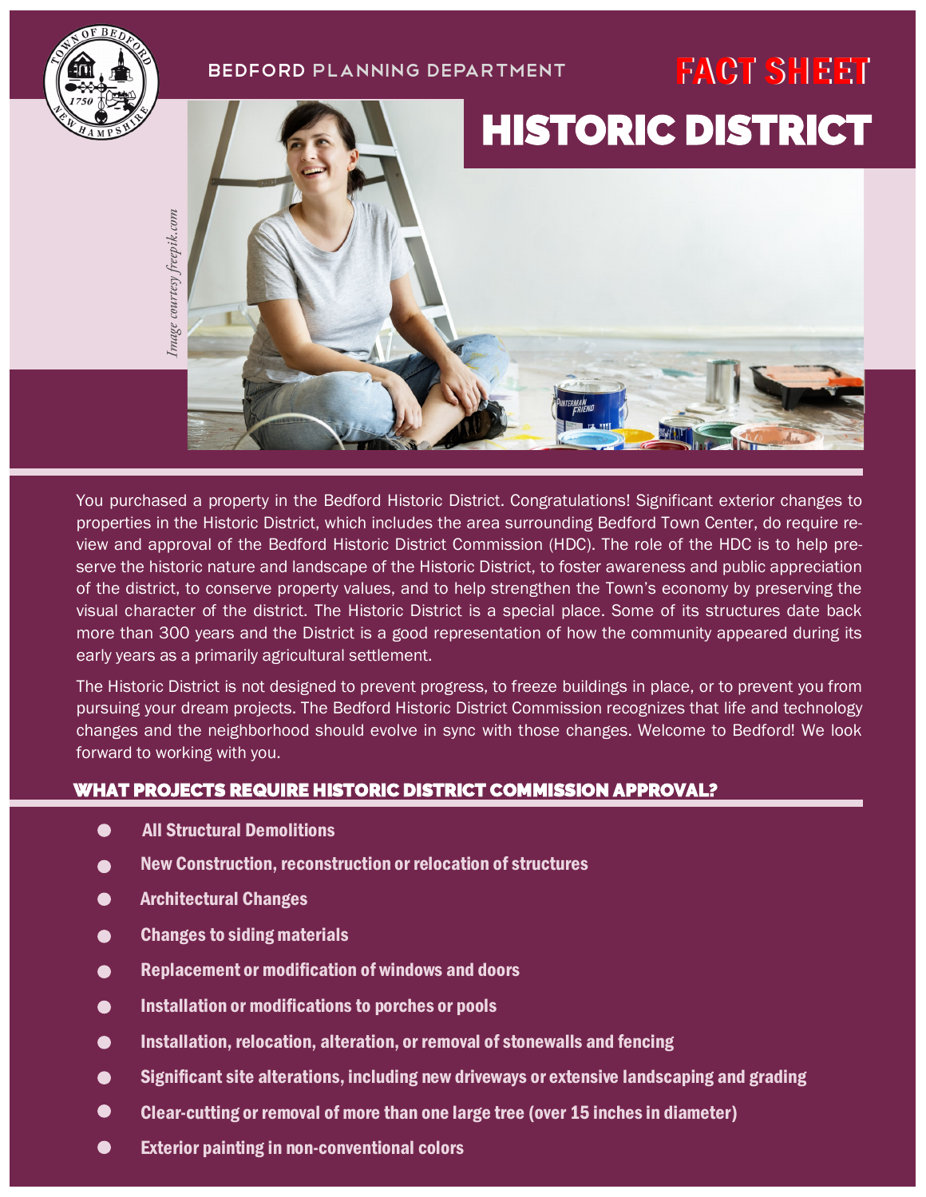BEDFORD PLANNING DEPARTMENT

# FACT SHEET

# HISTORIC DISTRICT

*Image courtesy freepik.com*

You purchased a property in the Bedford Historic District. Congratulations! Significant exterior changes to properties in the Historic District, which includes the area surrounding Bedford Town Center, do require review and approval of the Bedford Historic District Commission (HDC). The role of the HDC is to help preserve the historic nature and landscape of the Historic District, to foster awareness and public appreciation of the district, to conserve property values, and to help strengthen the Town's economy by preserving the visual character of the district. The Historic District is a special place. Some of its structures date back more than 300 years and the District is a good representation of how the community appeared during its early years as a primarily agricultural settlement.

The Historic District is not designed to prevent progress, to freeze buildings in place, or to prevent you from pursuing your dream projects. The Bedford Historic District Commission recognizes that life and technology changes and the neighborhood should evolve in sync with those changes. Welcome to Bedford! We look forward to working with you.

## WHAT PROJECTS REQUIRE HISTORIC DISTRICT COMMISSION APPROVAL?

- **All Structural Demolitions**
- **New Construction, reconstruction or relocation of structures**
- **Architectural Changes**
- **Changes to siding materials**
- **Replacement or modification of windows and doors**
- **Installation or modifications to porches or pools**
- **Installation, relocation, alteration, or removal of stonewalls and fencing**
- **Significant site alterations, including new driveways or extensive landscaping and grading**
- **Clear-cutting or removal of more than one large tree (over 15 inches in diameter)**
- **Exterior painting in non-conventional colors**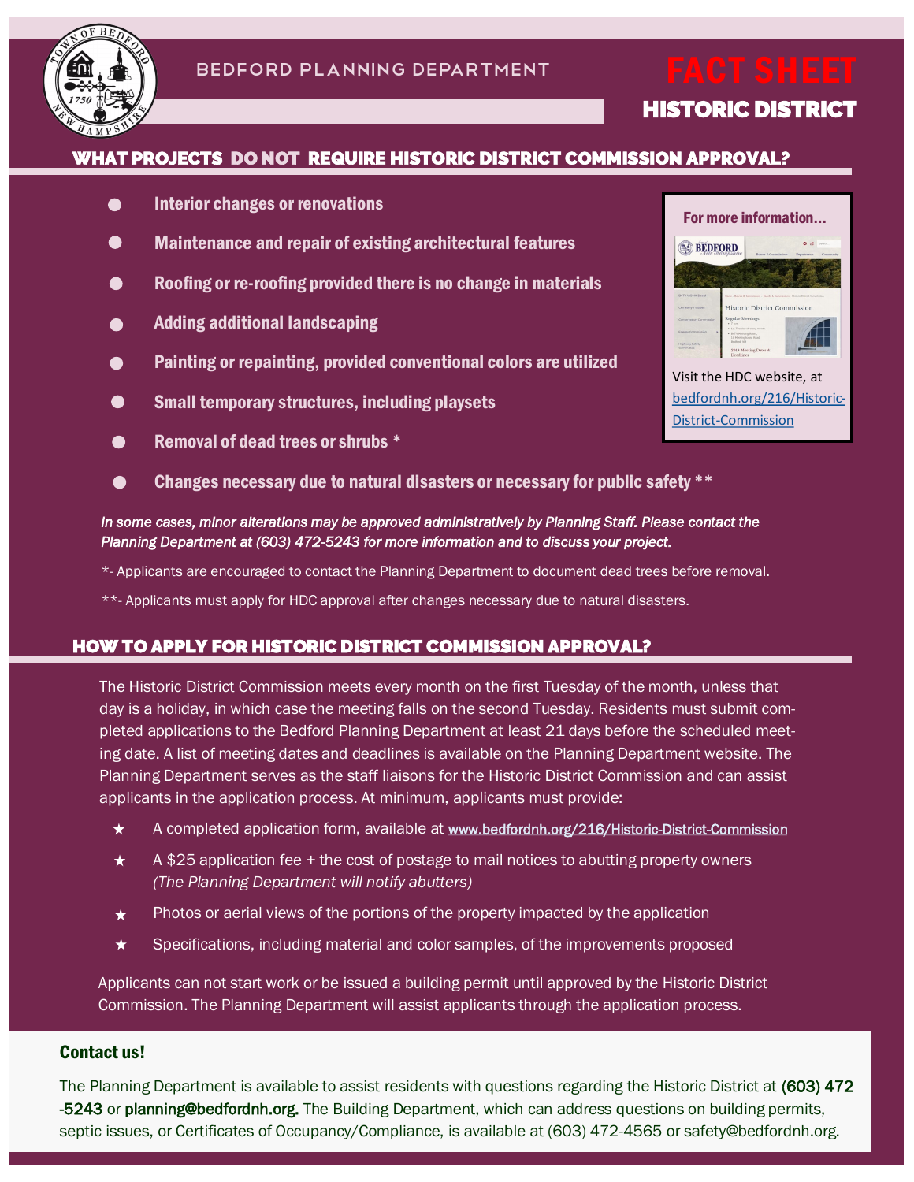BEDFORD PLANNING DEPARTMENT

# FACT SHEET
## HISTORIC DISTRICT

## WHAT PROJECTS DO NOT REQUIRE HISTORIC DISTRICT COMMISSION APPROVAL?

- **Interior changes or renovations**
- **Maintenance and repair of existing architectural features**
- **Roofing or re-roofing provided there is no change in materials**
- **Adding additional landscaping**
- **Painting or repainting, provided conventional colors are utilized**
- **Small temporary structures, including playsets**
- **Removal of dead trees or shrubs ***
- **Changes necessary due to natural disasters or necessary for public safety ****

**For more information...**

Visit the HDC website, at bedfordnh.org/216/Historic-District-Commission

*In some cases, minor alterations may be approved administratively by Planning Staff. Please contact the Planning Department at (603) 472-5243 for more information and to discuss your project.*

*- Applicants are encouraged to contact the Planning Department to document dead trees before removal.

**- Applicants must apply for HDC approval after changes necessary due to natural disasters.

## HOW TO APPLY FOR HISTORIC DISTRICT COMMISSION APPROVAL?

The Historic District Commission meets every month on the first Tuesday of the month, unless that day is a holiday, in which case the meeting falls on the second Tuesday. Residents must submit completed applications to the Bedford Planning Department at least 21 days before the scheduled meeting date. A list of meeting dates and deadlines is available on the Planning Department website. The Planning Department serves as the staff liaisons for the Historic District Commission and can assist applicants in the application process. At minimum, applicants must provide:

- ★ A completed application form, available at www.bedfordnh.org/216/Historic-District-Commission
- ★ A $25 application fee + the cost of postage to mail notices to abutting property owners *(The Planning Department will notify abutters)*
- ★ Photos or aerial views of the portions of the property impacted by the application
- ★ Specifications, including material and color samples, of the improvements proposed

Applicants can not start work or be issued a building permit until approved by the Historic District Commission. The Planning Department will assist applicants through the application process.

### Contact us!

The Planning Department is available to assist residents with questions regarding the Historic District at (603) 472-5243 or planning@bedfordnh.org. The Building Department, which can address questions on building permits, septic issues, or Certificates of Occupancy/Compliance, is available at (603) 472-4565 or safety@bedfordnh.org.